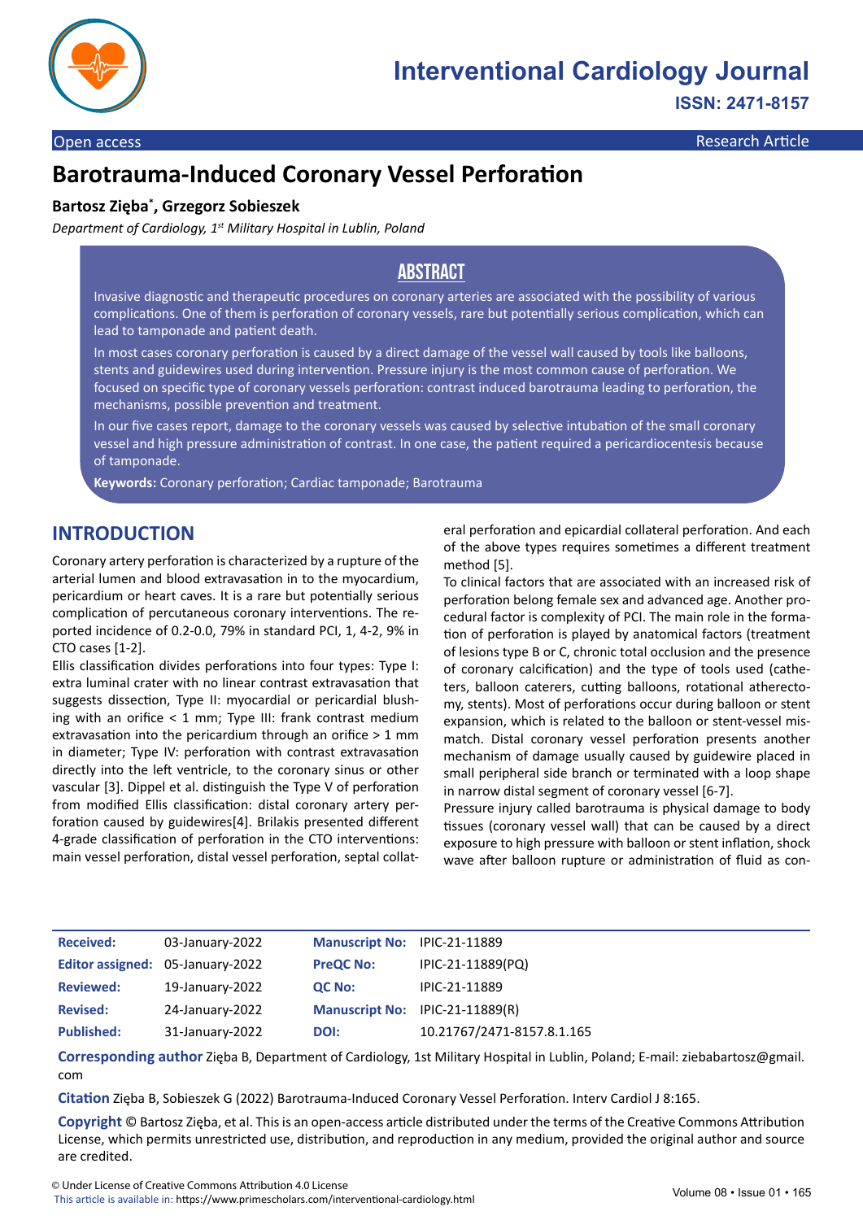Open access

Research Article

# Barotrauma-Induced Coronary Vessel Perforation

**Bartosz Zięba*, Grzegorz Sobieszek**

*Department of Cardiology, 1st Military Hospital in Lublin, Poland*

## ABSTRACT

Invasive diagnostic and therapeutic procedures on coronary arteries are associated with the possibility of various complications. One of them is perforation of coronary vessels, rare but potentially serious complication, which can lead to tamponade and patient death.

In most cases coronary perforation is caused by a direct damage of the vessel wall caused by tools like balloons, stents and guidewires used during intervention. Pressure injury is the most common cause of perforation. We focused on specific type of coronary vessels perforation: contrast induced barotrauma leading to perforation, the mechanisms, possible prevention and treatment.

In our five cases report, damage to the coronary vessels was caused by selective intubation of the small coronary vessel and high pressure administration of contrast. In one case, the patient required a pericardiocentesis because of tamponade.

**Keywords:** Coronary perforation; Cardiac tamponade; Barotrauma

## INTRODUCTION

Coronary artery perforation is characterized by a rupture of the arterial lumen and blood extravasation in to the myocardium, pericardium or heart caves. It is a rare but potentially serious complication of percutaneous coronary interventions. The reported incidence of 0.2-0.0, 79% in standard PCI, 1, 4-2, 9% in CTO cases [1-2].

Ellis classification divides perforations into four types: Type I: extra luminal crater with no linear contrast extravasation that suggests dissection, Type II: myocardial or pericardial blushing with an orifice < 1 mm; Type III: frank contrast medium extravasation into the pericardium through an orifice > 1 mm in diameter; Type IV: perforation with contrast extravasation directly into the left ventricle, to the coronary sinus or other vascular [3]. Dippel et al. distinguish the Type V of perforation from modified Ellis classification: distal coronary artery perforation caused by guidewires[4]. Brilakis presented different 4-grade classification of perforation in the CTO interventions: main vessel perforation, distal vessel perforation, septal collateral perforation and epicardial collateral perforation. And each of the above types requires sometimes a different treatment method [5].

To clinical factors that are associated with an increased risk of perforation belong female sex and advanced age. Another procedural factor is complexity of PCI. The main role in the formation of perforation is played by anatomical factors (treatment of lesions type B or C, chronic total occlusion and the presence of coronary calcification) and the type of tools used (catheters, balloon caterers, cutting balloons, rotational atherectomy, stents). Most of perforations occur during balloon or stent expansion, which is related to the balloon or stent-vessel mismatch. Distal coronary vessel perforation presents another mechanism of damage usually caused by guidewire placed in small peripheral side branch or terminated with a loop shape in narrow distal segment of coronary vessel [6-7].

Pressure injury called barotrauma is physical damage to body tissues (coronary vessel wall) that can be caused by a direct exposure to high pressure with balloon or stent inflation, shock wave after balloon rupture or administration of fluid as con-

| | | | |
|---|---|---|---|
| **Received:** | 03-January-2022 | **Manuscript No:** | IPIC-21-11889 |
| **Editor assigned:** | 05-January-2022 | **PreQC No:** | IPIC-21-11889(PQ) |
| **Reviewed:** | 19-January-2022 | **QC No:** | IPIC-21-11889 |
| **Revised:** | 24-January-2022 | **Manuscript No:** | IPIC-21-11889(R) |
| **Published:** | 31-January-2022 | **DOI:** | 10.21767/2471-8157.8.1.165 |

**Corresponding author** Zięba B, Department of Cardiology, 1st Military Hospital in Lublin, Poland; E-mail: ziebabartosz@gmail.com

**Citation** Zięba B, Sobieszek G (2022) Barotrauma-Induced Coronary Vessel Perforation. Interv Cardiol J 8:165.

**Copyright** © Bartosz Zięba, et al. This is an open-access article distributed under the terms of the Creative Commons Attribution License, which permits unrestricted use, distribution, and reproduction in any medium, provided the original author and source are credited.

© Under License of Creative Commons Attribution 4.0 License

This article is available in: https://www.primescholars.com/interventional-cardiology.html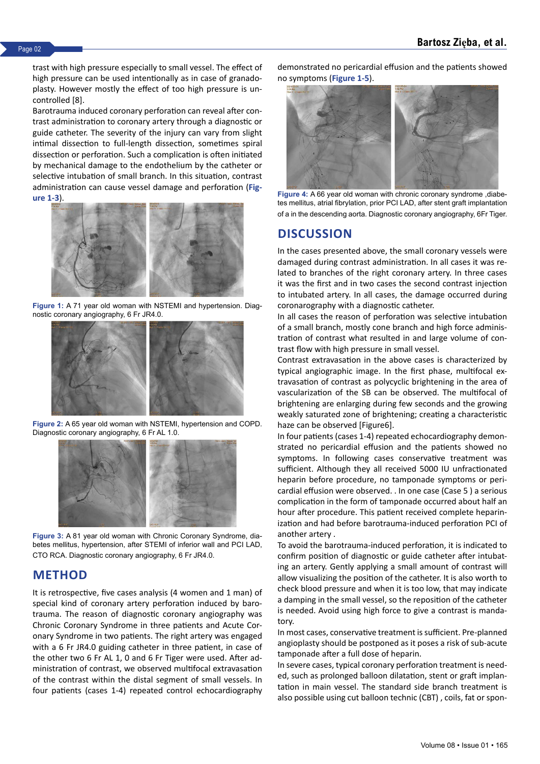trast with high pressure especially to small vessel. The effect of high pressure can be used intentionally as in case of granadoplasty. However mostly the effect of too high pressure is uncontrolled [8].

Barotrauma induced coronary perforation can reveal after contrast administration to coronary artery through a diagnostic or guide catheter. The severity of the injury can vary from slight intimal dissection to full-length dissection, sometimes spiral dissection or perforation. Such a complication is often initiated by mechanical damage to the endothelium by the catheter or selective intubation of small branch. In this situation, contrast administration can cause vessel damage and perforation (Figure 1-3).

**Figure 1:** A 71 year old woman with NSTEMI and hypertension. Diagnostic coronary angiography, 6 Fr JR4.0.

**Figure 2:** A 65 year old woman with NSTEMI, hypertension and COPD. Diagnostic coronary angiography, 6 Fr AL 1.0.

**Figure 3:** A 81 year old woman with Chronic Coronary Syndrome, diabetes mellitus, hypertension, after STEMI of inferior wall and PCI LAD, CTO RCA. Diagnostic coronary angiography, 6 Fr JR4.0.

## METHOD

It is retrospective, five cases analysis (4 women and 1 man) of special kind of coronary artery perforation induced by barotrauma. The reason of diagnostic coronary angiography was Chronic Coronary Syndrome in three patients and Acute Coronary Syndrome in two patients. The right artery was engaged with a 6 Fr JR4.0 guiding catheter in three patient, in case of the other two 6 Fr AL 1, 0 and 6 Fr Tiger were used. After administration of contrast, we observed multifocal extravasation of the contrast within the distal segment of small vessels. In four patients (cases 1-4) repeated control echocardiography demonstrated no pericardial effusion and the patients showed no symptoms (Figure 1-5).

**Figure 4:** A 66 year old woman with chronic coronary syndrome ,diabetes mellitus, atrial fibrylation, prior PCI LAD, after stent graft implantation of a in the descending aorta. Diagnostic coronary angiography, 6Fr Tiger.

## DISCUSSION

In the cases presented above, the small coronary vessels were damaged during contrast administration. In all cases it was related to branches of the right coronary artery. In three cases it was the first and in two cases the second contrast injection to intubated artery. In all cases, the damage occurred during coronarography with a diagnostic catheter.

In all cases the reason of perforation was selective intubation of a small branch, mostly cone branch and high force administration of contrast what resulted in and large volume of contrast flow with high pressure in small vessel.

Contrast extravasation in the above cases is characterized by typical angiographic image. In the first phase, multifocal extravasation of contrast as polycyclic brightening in the area of vascularization of the SB can be observed. The multifocal of brightening are enlarging during few seconds and the growing weakly saturated zone of brightening; creating a characteristic haze can be observed [Figure6].

In four patients (cases 1-4) repeated echocardiography demonstrated no pericardial effusion and the patients showed no symptoms. In following cases conservative treatment was sufficient. Although they all received 5000 IU unfractionated heparin before procedure, no tamponade symptoms or pericardial effusion were observed. . In one case (Case 5 ) a serious complication in the form of tamponade occurred about half an hour after procedure. This patient received complete heparinization and had before barotrauma-induced perforation PCI of another artery .

To avoid the barotrauma-induced perforation, it is indicated to confirm position of diagnostic or guide catheter after intubating an artery. Gently applying a small amount of contrast will allow visualizing the position of the catheter. It is also worth to check blood pressure and when it is too low, that may indicate a damping in the small vessel, so the reposition of the catheter is needed. Avoid using high force to give a contrast is mandatory.

In most cases, conservative treatment is sufficient. Pre-planned angioplasty should be postponed as it poses a risk of sub-acute tamponade after a full dose of heparin.

In severe cases, typical coronary perforation treatment is needed, such as prolonged balloon dilatation, stent or graft implantation in main vessel. The standard side branch treatment is also possible using cut balloon technic (CBT) , coils, fat or spon-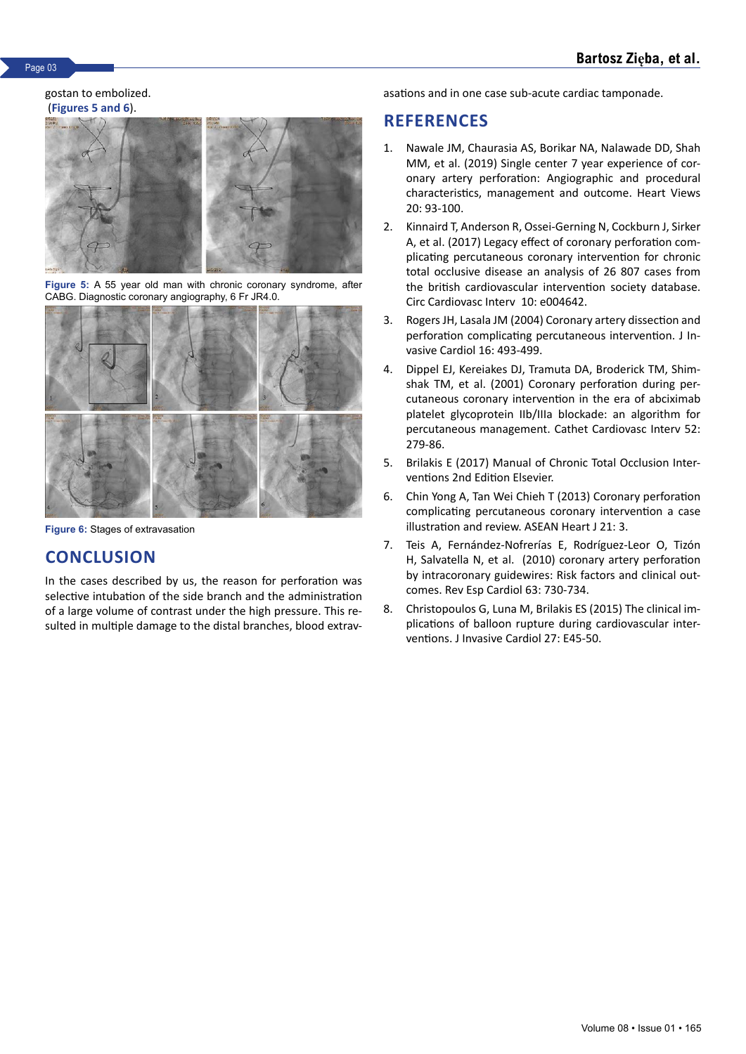gostan to embolized.
(Figures 5 and 6).

Figure 5: A 55 year old man with chronic coronary syndrome, after CABG. Diagnostic coronary angiography, 6 Fr JR4.0.

Figure 6: Stages of extravasation

## CONCLUSION

In the cases described by us, the reason for perforation was selective intubation of the side branch and the administration of a large volume of contrast under the high pressure. This resulted in multiple damage to the distal branches, blood extravasations and in one case sub-acute cardiac tamponade.

## REFERENCES

1. Nawale JM, Chaurasia AS, Borikar NA, Nalawade DD, Shah MM, et al. (2019) Single center 7 year experience of coronary artery perforation: Angiographic and procedural characteristics, management and outcome. Heart Views 20: 93-100.
2. Kinnaird T, Anderson R, Ossei-Gerning N, Cockburn J, Sirker A, et al. (2017) Legacy effect of coronary perforation complicating percutaneous coronary intervention for chronic total occlusive disease an analysis of 26 807 cases from the british cardiovascular intervention society database. Circ Cardiovasc Interv 10: e004642.
3. Rogers JH, Lasala JM (2004) Coronary artery dissection and perforation complicating percutaneous intervention. J Invasive Cardiol 16: 493-499.
4. Dippel EJ, Kereiakes DJ, Tramuta DA, Broderick TM, Shimshak TM, et al. (2001) Coronary perforation during percutaneous coronary intervention in the era of abciximab platelet glycoprotein IIb/IIIa blockade: an algorithm for percutaneous management. Cathet Cardiovasc Interv 52: 279-86.
5. Brilakis E (2017) Manual of Chronic Total Occlusion Interventions 2nd Edition Elsevier.
6. Chin Yong A, Tan Wei Chieh T (2013) Coronary perforation complicating percutaneous coronary intervention a case illustration and review. ASEAN Heart J 21: 3.
7. Teis A, Fernández-Nofrerías E, Rodríguez-Leor O, Tizón H, Salvatella N, et al. (2010) coronary artery perforation by intracoronary guidewires: Risk factors and clinical outcomes. Rev Esp Cardiol 63: 730-734.
8. Christopoulos G, Luna M, Brilakis ES (2015) The clinical implications of balloon rupture during cardiovascular interventions. J Invasive Cardiol 27: E45-50.